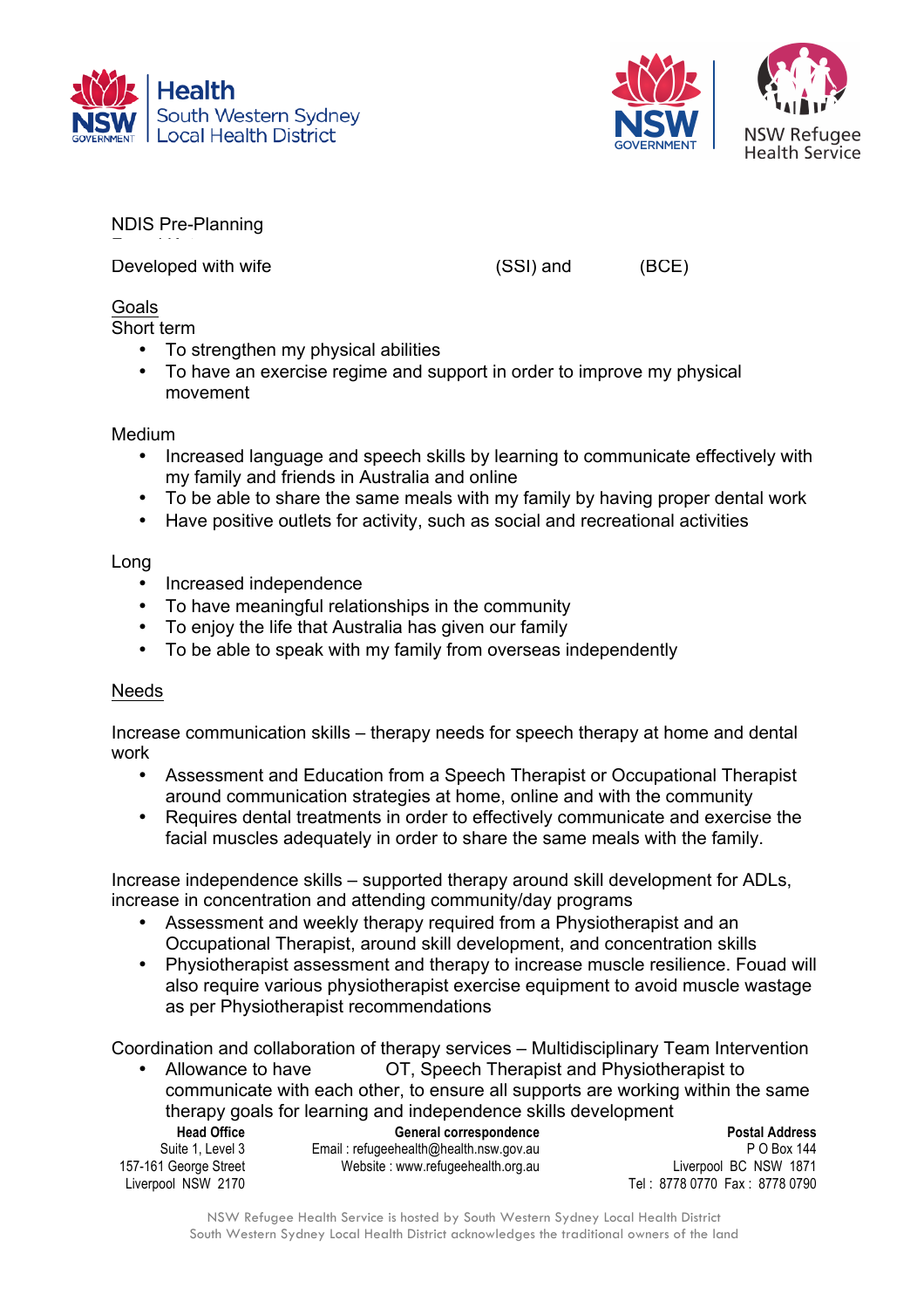NDIS Pre-Planning

Developed with wife (SSI) and (BCE)

Goals

Short term

- To strengthen my physical abilities
- To have an exercise regime and support in order to improve my physical movement

Medium

- Increased language and speech skills by learning to communicate effectively with my family and friends in Australia and online
- To be able to share the same meals with my family by having proper dental work
- Have positive outlets for activity, such as social and recreational activities

Long

- Increased independence
- To have meaningful relationships in the community
- To enjoy the life that Australia has given our family
- To be able to speak with my family from overseas independently

Needs

Increase communication skills – therapy needs for speech therapy at home and dental work

- Assessment and Education from a Speech Therapist or Occupational Therapist around communication strategies at home, online and with the community
- Requires dental treatments in order to effectively communicate and exercise the facial muscles adequately in order to share the same meals with the family.

Increase independence skills – supported therapy around skill development for ADLs, increase in concentration and attending community/day programs

- Assessment and weekly therapy required from a Physiotherapist and an Occupational Therapist, around skill development, and concentration skills
- Physiotherapist assessment and therapy to increase muscle resilience. Fouad will also require various physiotherapist exercise equipment to avoid muscle wastage as per Physiotherapist recommendations

Coordination and collaboration of therapy services – Multidisciplinary Team Intervention

- Allowance to have OT, Speech Therapist and Physiotherapist to communicate with each other, to ensure all supports are working within the same therapy goals for learning and independence skills development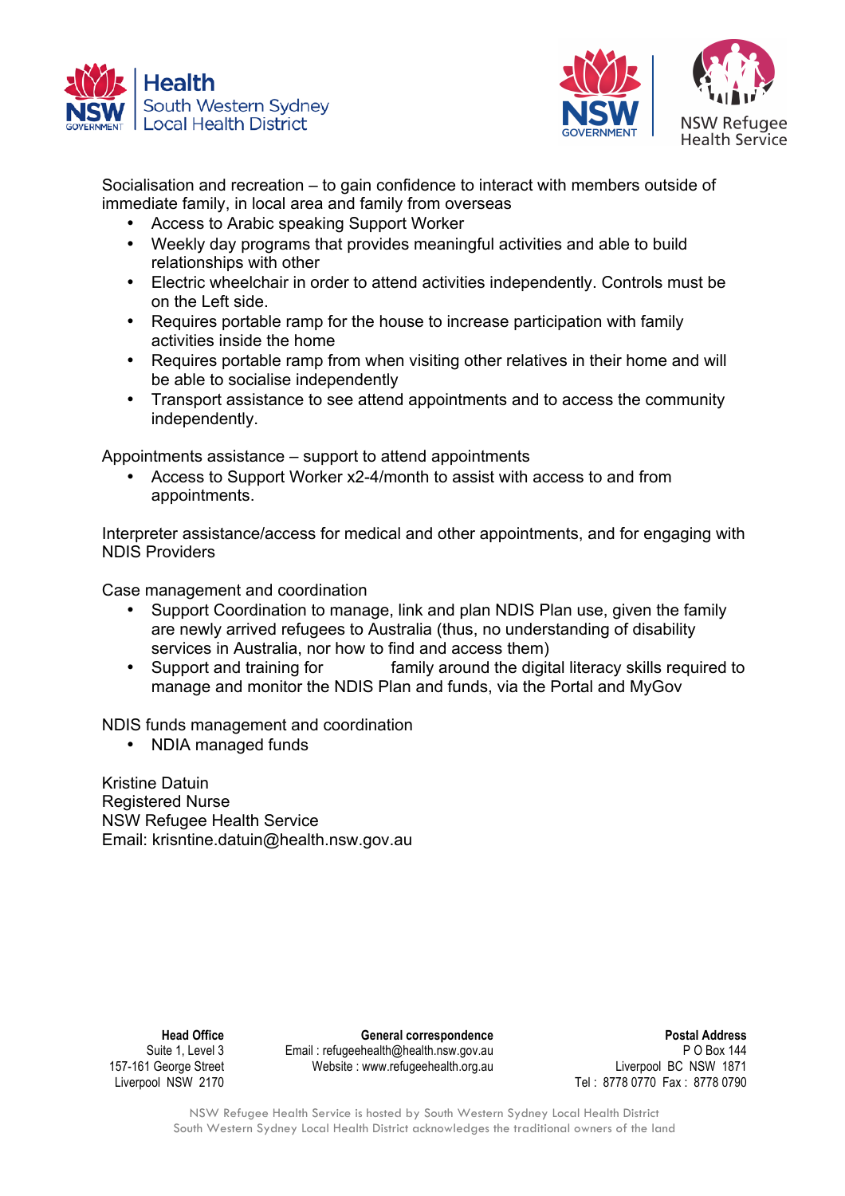Socialisation and recreation – to gain confidence to interact with members outside of immediate family, in local area and family from overseas

- Access to Arabic speaking Support Worker
- Weekly day programs that provides meaningful activities and able to build relationships with other
- Electric wheelchair in order to attend activities independently. Controls must be on the Left side.
- Requires portable ramp for the house to increase participation with family activities inside the home
- Requires portable ramp from when visiting other relatives in their home and will be able to socialise independently
- Transport assistance to see attend appointments and to access the community independently.

Appointments assistance – support to attend appointments

- Access to Support Worker x2-4/month to assist with access to and from appointments.

Interpreter assistance/access for medical and other appointments, and for engaging with NDIS Providers

Case management and coordination

- Support Coordination to manage, link and plan NDIS Plan use, given the family are newly arrived refugees to Australia (thus, no understanding of disability services in Australia, nor how to find and access them)
- Support and training for            family around the digital literacy skills required to manage and monitor the NDIS Plan and funds, via the Portal and MyGov

NDIS funds management and coordination

- NDIA managed funds

Kristine Datuin
Registered Nurse
NSW Refugee Health Service
Email: krisntine.datuin@health.nsw.gov.au

**Head Office**
Suite 1, Level 3
157-161 George Street
Liverpool NSW 2170

**General correspondence**
Email : refugeehealth@health.nsw.gov.au
Website : www.refugeehealth.org.au

**Postal Address**
P O Box 144
Liverpool BC NSW 1871
Tel : 8778 0770 Fax : 8778 0790

NSW Refugee Health Service is hosted by South Western Sydney Local Health District
South Western Sydney Local Health District acknowledges the traditional owners of the land